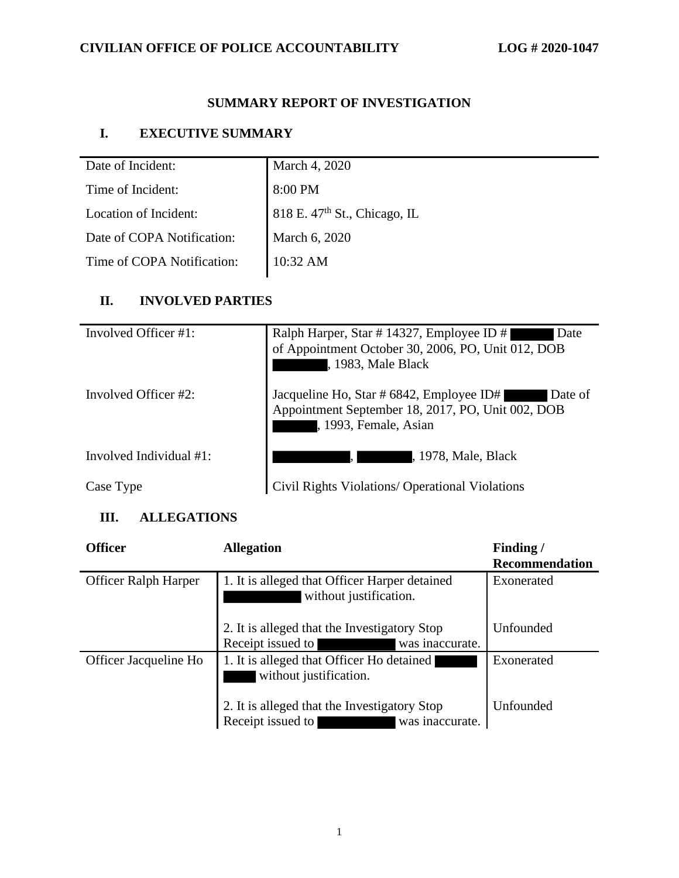## SUMMARY REPORT OF INVESTIGATION

### I. EXECUTIVE SUMMARY

| | |
|---|---|
| Date of Incident: | March 4, 2020 |
| Time of Incident: | 8:00 PM |
| Location of Incident: | 818 E. 47$^{th}$ St., Chicago, IL |
| Date of COPA Notification: | March 6, 2020 |
| Time of COPA Notification: | 10:32 AM |

### II. INVOLVED PARTIES

| | |
|---|---|
| Involved Officer #1: | Ralph Harper, Star # 14327, Employee ID # ██ Date of Appointment October 30, 2006, PO, Unit 012, DOB ██, 1983, Male Black |
| Involved Officer #2: | Jacqueline Ho, Star # 6842, Employee ID# ██ Date of Appointment September 18, 2017, PO, Unit 002, DOB ██, 1993, Female, Asian |
| Involved Individual #1: | ██, ██, 1978, Male, Black |
| Case Type | Civil Rights Violations/ Operational Violations |

### III. ALLEGATIONS

| Officer | Allegation | Finding / Recommendation |
|---|---|---|
| Officer Ralph Harper | 1. It is alleged that Officer Harper detained ██ without justification. | Exonerated |
| | 2. It is alleged that the Investigatory Stop Receipt issued to ██ was inaccurate. | Unfounded |
| Officer Jacqueline Ho | 1. It is alleged that Officer Ho detained ██ without justification. | Exonerated |
| | 2. It is alleged that the Investigatory Stop Receipt issued to ██ was inaccurate. | Unfounded |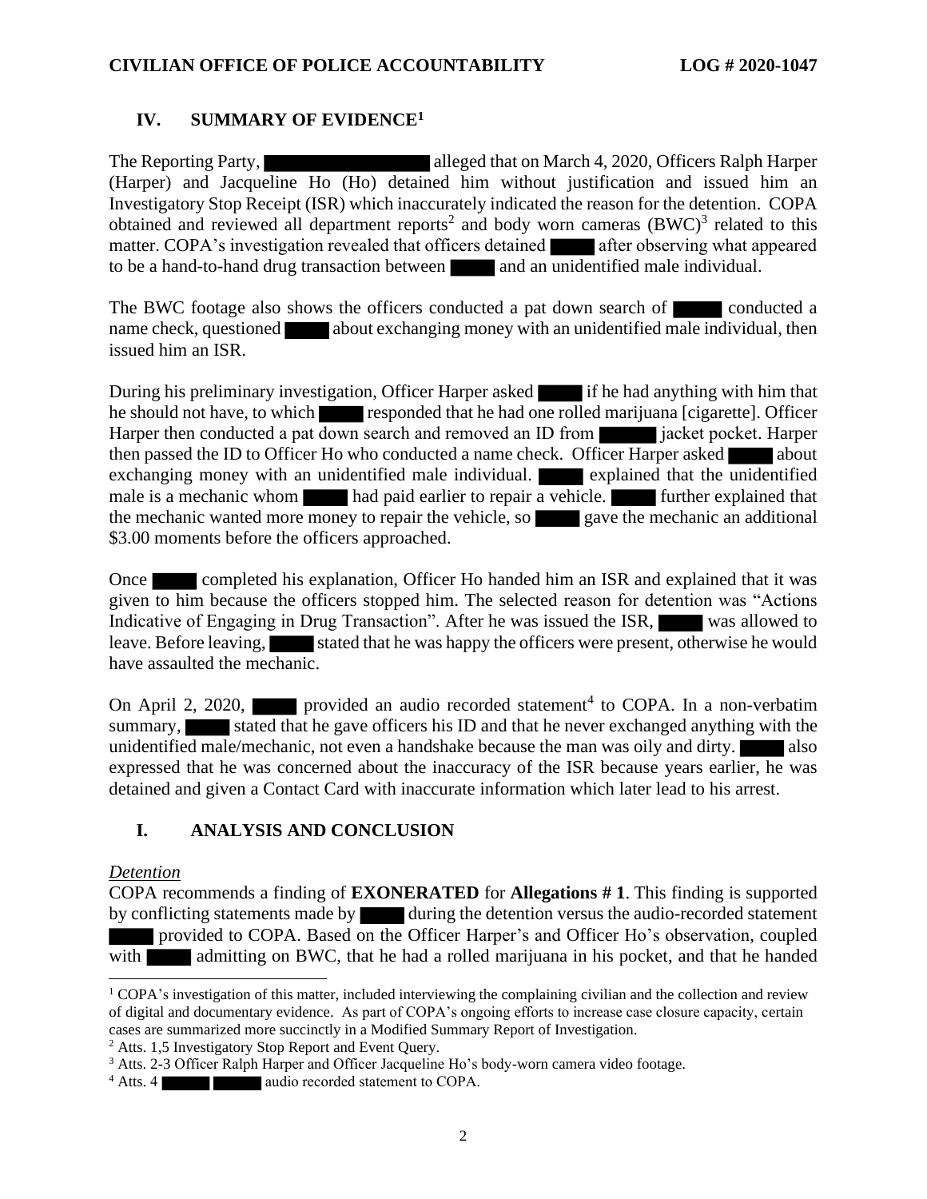## IV. SUMMARY OF EVIDENCE[1]

The Reporting Party, ██████████ alleged that on March 4, 2020, Officers Ralph Harper (Harper) and Jacqueline Ho (Ho) detained him without justification and issued him an Investigatory Stop Receipt (ISR) which inaccurately indicated the reason for the detention. COPA obtained and reviewed all department reports[2] and body worn cameras (BWC)[3] related to this matter. COPA's investigation revealed that officers detained ████ after observing what appeared to be a hand-to-hand drug transaction between ████ and an unidentified male individual.

The BWC footage also shows the officers conducted a pat down search of ████ conducted a name check, questioned ████ about exchanging money with an unidentified male individual, then issued him an ISR.

During his preliminary investigation, Officer Harper asked ████ if he had anything with him that he should not have, to which ████ responded that he had one rolled marijuana [cigarette]. Officer Harper then conducted a pat down search and removed an ID from ████ jacket pocket. Harper then passed the ID to Officer Ho who conducted a name check. Officer Harper asked ████ about exchanging money with an unidentified male individual. ████ explained that the unidentified male is a mechanic whom ████ had paid earlier to repair a vehicle. ████ further explained that the mechanic wanted more money to repair the vehicle, so ████ gave the mechanic an additional $3.00 moments before the officers approached.

Once ████ completed his explanation, Officer Ho handed him an ISR and explained that it was given to him because the officers stopped him. The selected reason for detention was "Actions Indicative of Engaging in Drug Transaction". After he was issued the ISR, ████ was allowed to leave. Before leaving, ████ stated that he was happy the officers were present, otherwise he would have assaulted the mechanic.

On April 2, 2020, ████ provided an audio recorded statement[4] to COPA. In a non-verbatim summary, ████ stated that he gave officers his ID and that he never exchanged anything with the unidentified male/mechanic, not even a handshake because the man was oily and dirty. ████ also expressed that he was concerned about the inaccuracy of the ISR because years earlier, he was detained and given a Contact Card with inaccurate information which later lead to his arrest.

## I. ANALYSIS AND CONCLUSION

*Detention*

COPA recommends a finding of **EXONERATED** for **Allegations # 1**. This finding is supported by conflicting statements made by ████ during the detention versus the audio-recorded statement ████ provided to COPA. Based on the Officer Harper's and Officer Ho's observation, coupled with ████ admitting on BWC, that he had a rolled marijuana in his pocket, and that he handed

---

[1] COPA's investigation of this matter, included interviewing the complaining civilian and the collection and review of digital and documentary evidence. As part of COPA's ongoing efforts to increase case closure capacity, certain cases are summarized more succinctly in a Modified Summary Report of Investigation.

[2] Atts. 1,5 Investigatory Stop Report and Event Query.

[3] Atts. 2-3 Officer Ralph Harper and Officer Jacqueline Ho's body-worn camera video footage.

[4] Atts. 4 ████ ████ audio recorded statement to COPA.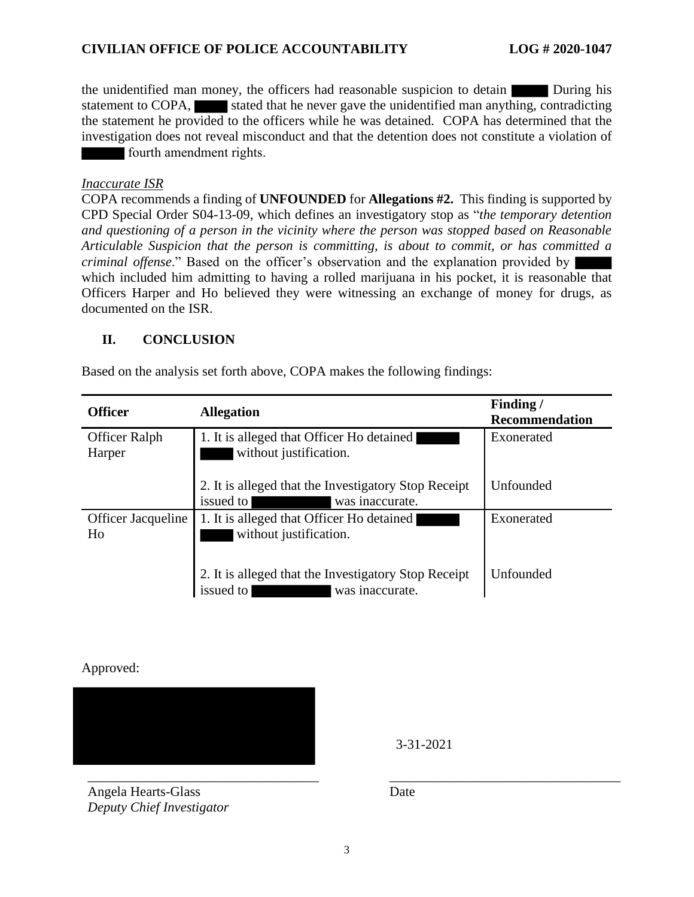the unidentified man money, the officers had reasonable suspicion to detain ▇▇▇ During his statement to COPA, ▇▇▇ stated that he never gave the unidentified man anything, contradicting the statement he provided to the officers while he was detained. COPA has determined that the investigation does not reveal misconduct and that the detention does not constitute a violation of ▇▇▇ fourth amendment rights.

*Inaccurate ISR*

COPA recommends a finding of **UNFOUNDED** for **Allegations #2.** This finding is supported by CPD Special Order S04-13-09, which defines an investigatory stop as "*the temporary detention and questioning of a person in the vicinity where the person was stopped based on Reasonable Articulable Suspicion that the person is committing, is about to commit, or has committed a criminal offense*." Based on the officer's observation and the explanation provided by ▇▇▇ which included him admitting to having a rolled marijuana in his pocket, it is reasonable that Officers Harper and Ho believed they were witnessing an exchange of money for drugs, as documented on the ISR.

## II. CONCLUSION

Based on the analysis set forth above, COPA makes the following findings:

| Officer | Allegation | Finding / Recommendation |
|---|---|---|
| Officer Ralph Harper | 1. It is alleged that Officer Ho detained ▇▇▇ without justification. | Exonerated |
| | 2. It is alleged that the Investigatory Stop Receipt issued to ▇▇▇ was inaccurate. | Unfounded |
| Officer Jacqueline Ho | 1. It is alleged that Officer Ho detained ▇▇▇ without justification. | Exonerated |
| | 2. It is alleged that the Investigatory Stop Receipt issued to ▇▇▇ was inaccurate. | Unfounded |

Approved:

▇▇▇

3-31-2021

Angela Hearts-Glass
*Deputy Chief Investigator*

Date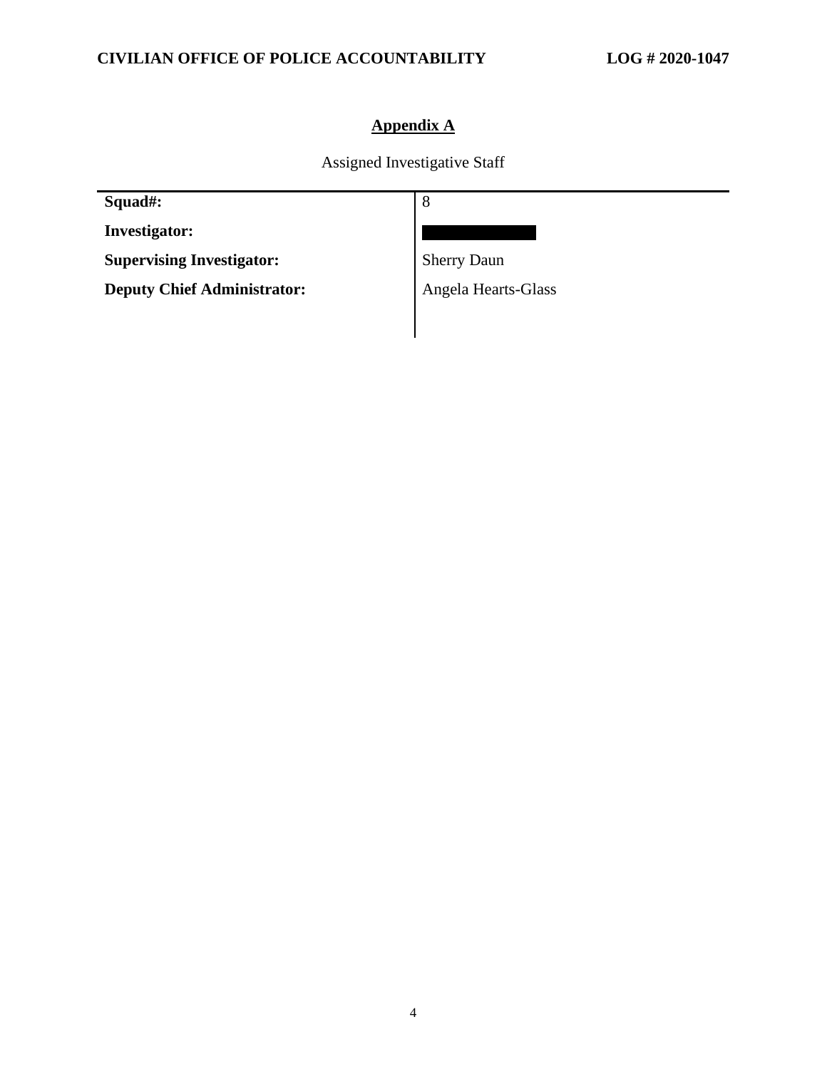## Appendix A

Assigned Investigative Staff

| | |
|---|---|
| **Squad#:** | 8 |
| **Investigator:** | |
| **Supervising Investigator:** | Sherry Daun |
| **Deputy Chief Administrator:** | Angela Hearts-Glass |